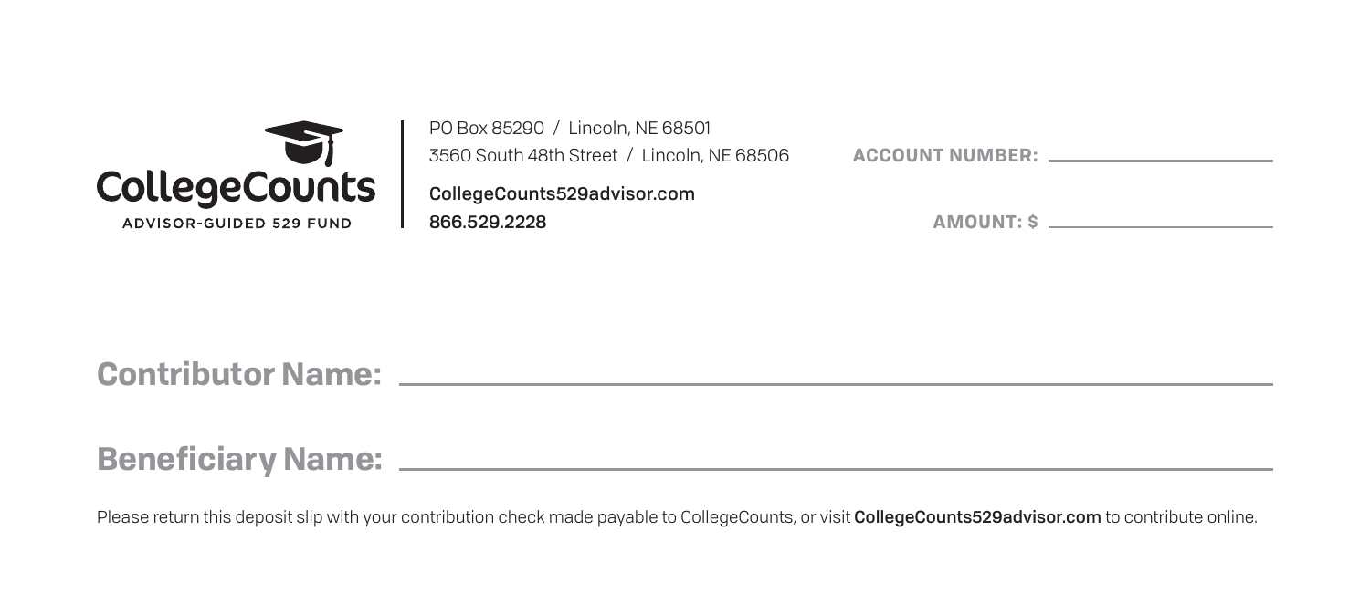**CollegeCounts**
ADVISOR-GUIDED 529 FUND

PO Box 85290 / Lincoln, NE 68501
3560 South 48th Street / Lincoln, NE 68506

**CollegeCounts529advisor.com**
**866.529.2228**

**ACCOUNT NUMBER:** \_\_\_\_\_\_\_\_\_\_\_\_\_\_\_\_\_\_\_\_

**AMOUNT: $** \_\_\_\_\_\_\_\_\_\_\_\_\_\_\_\_\_\_\_\_

**Contributor Name:** \_\_\_\_\_\_\_\_\_\_\_\_\_\_\_\_\_\_\_\_\_\_\_\_\_\_\_\_\_\_\_\_\_\_\_\_\_\_\_\_

**Beneficiary Name:** \_\_\_\_\_\_\_\_\_\_\_\_\_\_\_\_\_\_\_\_\_\_\_\_\_\_\_\_\_\_\_\_\_\_\_\_\_\_\_\_

Please return this deposit slip with your contribution check made payable to CollegeCounts, or visit **CollegeCounts529advisor.com** to contribute online.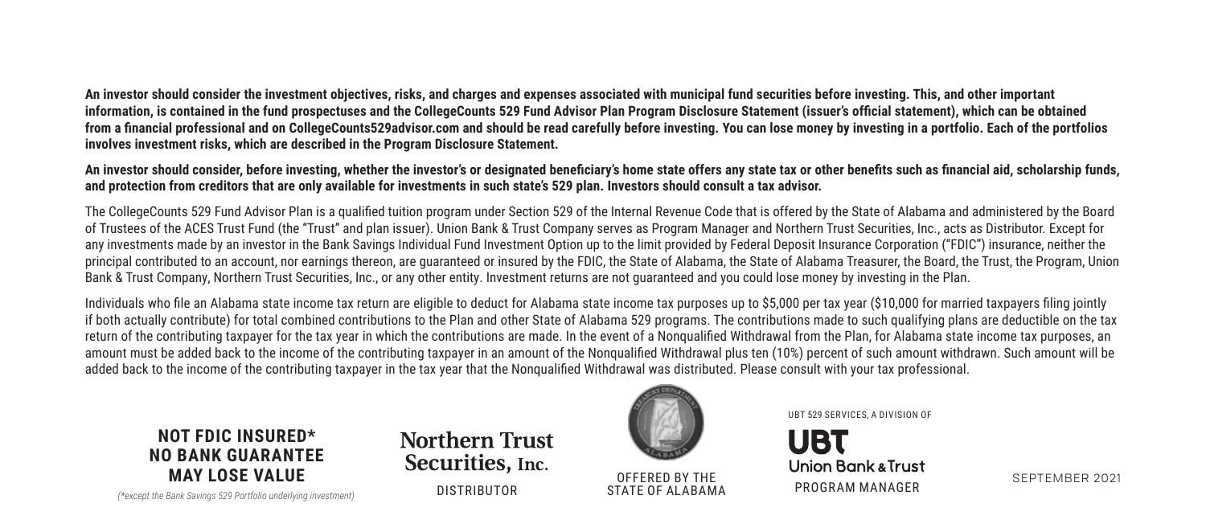**An investor should consider the investment objectives, risks, and charges and expenses associated with municipal fund securities before investing. This, and other important information, is contained in the fund prospectuses and the CollegeCounts 529 Fund Advisor Plan Program Disclosure Statement (issuer's official statement), which can be obtained from a financial professional and on CollegeCounts529advisor.com and should be read carefully before investing. You can lose money by investing in a portfolio. Each of the portfolios involves investment risks, which are described in the Program Disclosure Statement.**

**An investor should consider, before investing, whether the investor's or designated beneficiary's home state offers any state tax or other benefits such as financial aid, scholarship funds, and protection from creditors that are only available for investments in such state's 529 plan. Investors should consult a tax advisor.**

The CollegeCounts 529 Fund Advisor Plan is a qualified tuition program under Section 529 of the Internal Revenue Code that is offered by the State of Alabama and administered by the Board of Trustees of the ACES Trust Fund (the "Trust" and plan issuer). Union Bank & Trust Company serves as Program Manager and Northern Trust Securities, Inc., acts as Distributor. Except for any investments made by an investor in the Bank Savings Individual Fund Investment Option up to the limit provided by Federal Deposit Insurance Corporation ("FDIC") insurance, neither the principal contributed to an account, nor earnings thereon, are guaranteed or insured by the FDIC, the State of Alabama, the State of Alabama Treasurer, the Board, the Trust, the Program, Union Bank & Trust Company, Northern Trust Securities, Inc., or any other entity. Investment returns are not guaranteed and you could lose money by investing in the Plan.

Individuals who file an Alabama state income tax return are eligible to deduct for Alabama state income tax purposes up to $5,000 per tax year ($10,000 for married taxpayers filing jointly if both actually contribute) for total combined contributions to the Plan and other State of Alabama 529 programs. The contributions made to such qualifying plans are deductible on the tax return of the contributing taxpayer for the tax year in which the contributions are made. In the event of a Nonqualified Withdrawal from the Plan, for Alabama state income tax purposes, an amount must be added back to the income of the contributing taxpayer in an amount of the Nonqualified Withdrawal plus ten (10%) percent of such amount withdrawn. Such amount will be added back to the income of the contributing taxpayer in the tax year that the Nonqualified Withdrawal was distributed. Please consult with your tax professional.

**NOT FDIC INSURED***
**NO BANK GUARANTEE**
**MAY LOSE VALUE**

*(*except the Bank Savings 529 Portfolio underlying investment)*

Northern Trust Securities, Inc.
DISTRIBUTOR

OFFERED BY THE STATE OF ALABAMA

UBT 529 SERVICES, A DIVISION OF
UBT Union Bank & Trust
PROGRAM MANAGER

SEPTEMBER 2021